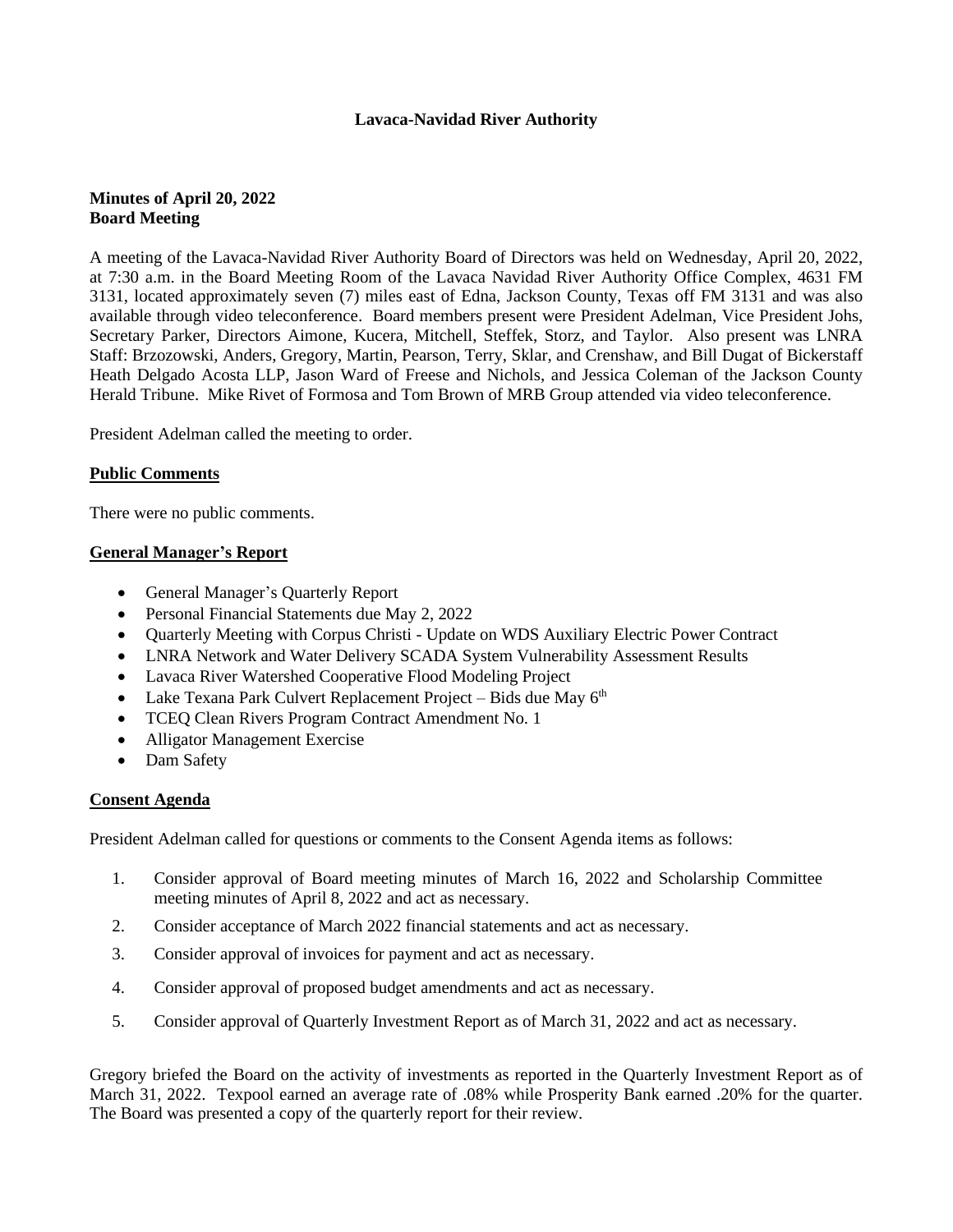# Lavaca-Navidad River Authority

**Minutes of April 20, 2022**
**Board Meeting**

A meeting of the Lavaca-Navidad River Authority Board of Directors was held on Wednesday, April 20, 2022, at 7:30 a.m. in the Board Meeting Room of the Lavaca Navidad River Authority Office Complex, 4631 FM 3131, located approximately seven (7) miles east of Edna, Jackson County, Texas off FM 3131 and was also available through video teleconference. Board members present were President Adelman, Vice President Johs, Secretary Parker, Directors Aimone, Kucera, Mitchell, Steffek, Storz, and Taylor. Also present was LNRA Staff: Brzozowski, Anders, Gregory, Martin, Pearson, Terry, Sklar, and Crenshaw, and Bill Dugat of Bickerstaff Heath Delgado Acosta LLP, Jason Ward of Freese and Nichols, and Jessica Coleman of the Jackson County Herald Tribune. Mike Rivet of Formosa and Tom Brown of MRB Group attended via video teleconference.

President Adelman called the meeting to order.

## Public Comments

There were no public comments.

## General Manager's Report

- General Manager's Quarterly Report
- Personal Financial Statements due May 2, 2022
- Quarterly Meeting with Corpus Christi - Update on WDS Auxiliary Electric Power Contract
- LNRA Network and Water Delivery SCADA System Vulnerability Assessment Results
- Lavaca River Watershed Cooperative Flood Modeling Project
- Lake Texana Park Culvert Replacement Project – Bids due May 6th
- TCEQ Clean Rivers Program Contract Amendment No. 1
- Alligator Management Exercise
- Dam Safety

## Consent Agenda

President Adelman called for questions or comments to the Consent Agenda items as follows:

1. Consider approval of Board meeting minutes of March 16, 2022 and Scholarship Committee meeting minutes of April 8, 2022 and act as necessary.
2. Consider acceptance of March 2022 financial statements and act as necessary.
3. Consider approval of invoices for payment and act as necessary.
4. Consider approval of proposed budget amendments and act as necessary.
5. Consider approval of Quarterly Investment Report as of March 31, 2022 and act as necessary.

Gregory briefed the Board on the activity of investments as reported in the Quarterly Investment Report as of March 31, 2022. Texpool earned an average rate of .08% while Prosperity Bank earned .20% for the quarter. The Board was presented a copy of the quarterly report for their review.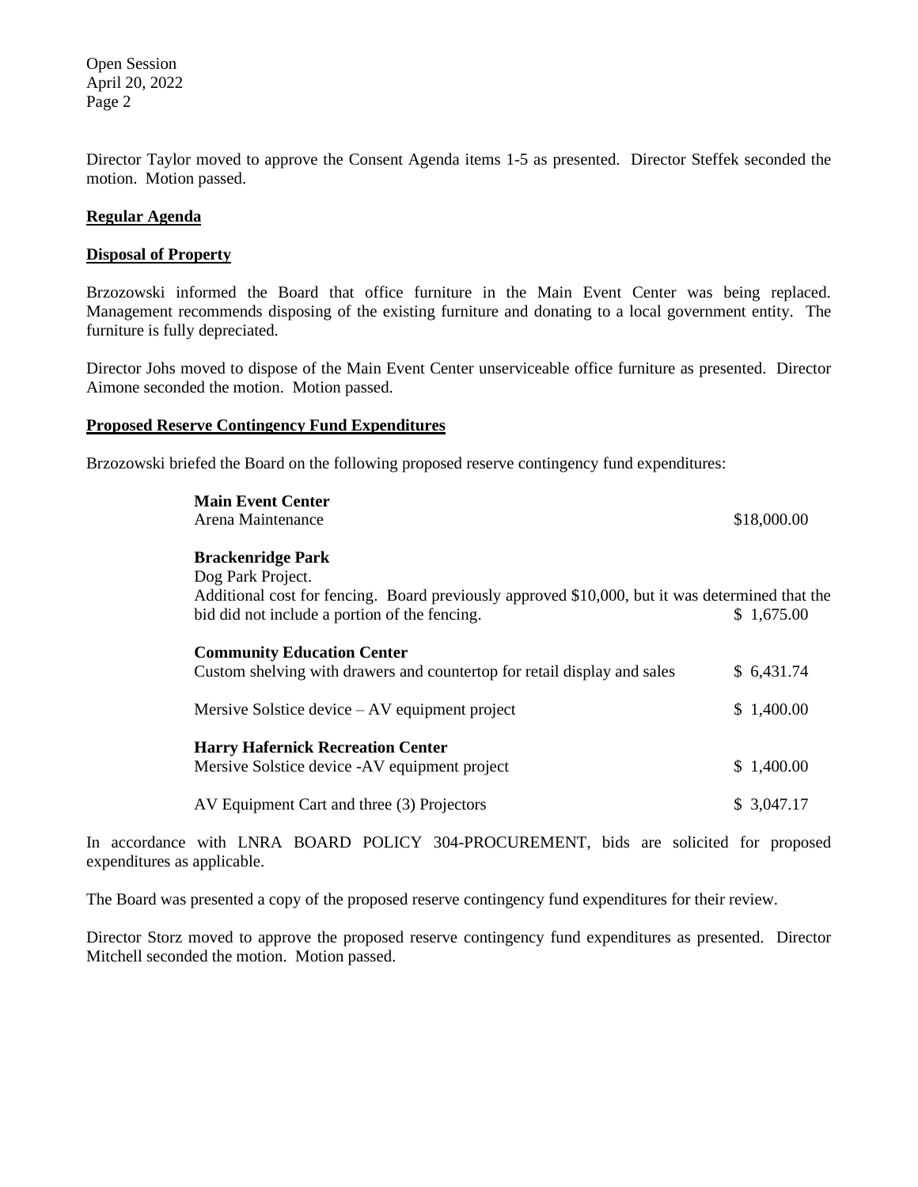Director Taylor moved to approve the Consent Agenda items 1-5 as presented. Director Steffek seconded the motion. Motion passed.

**Regular Agenda**

**Disposal of Property**

Brzozowski informed the Board that office furniture in the Main Event Center was being replaced. Management recommends disposing of the existing furniture and donating to a local government entity. The furniture is fully depreciated.

Director Johs moved to dispose of the Main Event Center unserviceable office furniture as presented. Director Aimone seconded the motion. Motion passed.

**Proposed Reserve Contingency Fund Expenditures**

Brzozowski briefed the Board on the following proposed reserve contingency fund expenditures:

| | |
|---|---|
| **Main Event Center** | |
| Arena Maintenance | $18,000.00 |
| **Brackenridge Park** | |
| Dog Park Project. | |
| Additional cost for fencing. Board previously approved $10,000, but it was determined that the bid did not include a portion of the fencing. | $ 1,675.00 |
| **Community Education Center** | |
| Custom shelving with drawers and countertop for retail display and sales | $ 6,431.74 |
| Mersive Solstice device – AV equipment project | $ 1,400.00 |
| **Harry Hafernick Recreation Center** | |
| Mersive Solstice device -AV equipment project | $ 1,400.00 |
| AV Equipment Cart and three (3) Projectors | $ 3,047.17 |

In accordance with LNRA BOARD POLICY 304-PROCUREMENT, bids are solicited for proposed expenditures as applicable.

The Board was presented a copy of the proposed reserve contingency fund expenditures for their review.

Director Storz moved to approve the proposed reserve contingency fund expenditures as presented. Director Mitchell seconded the motion. Motion passed.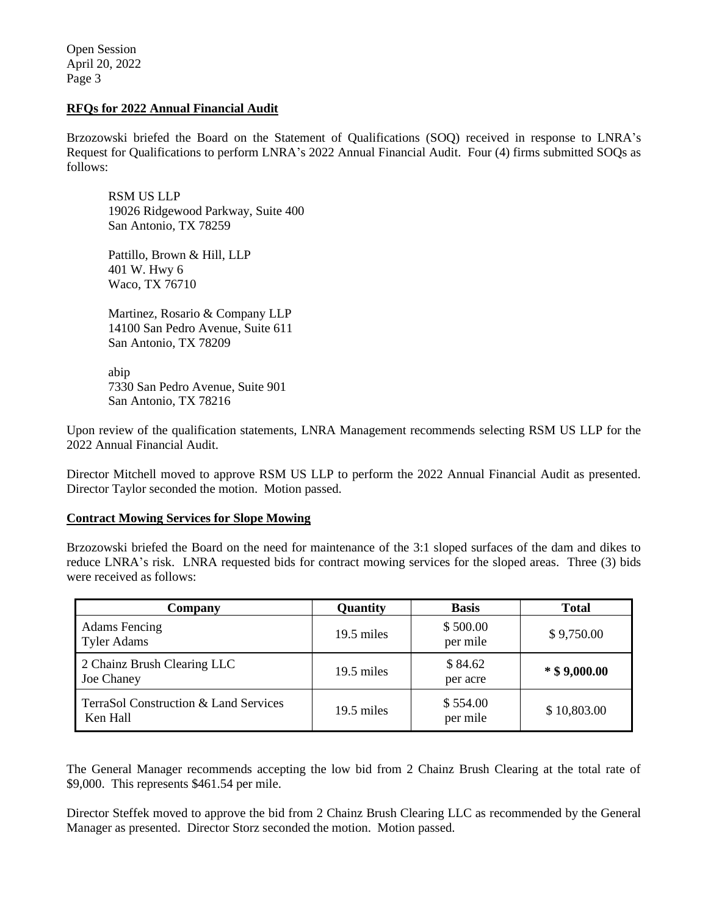**RFQs for 2022 Annual Financial Audit**

Brzozowski briefed the Board on the Statement of Qualifications (SOQ) received in response to LNRA's Request for Qualifications to perform LNRA's 2022 Annual Financial Audit. Four (4) firms submitted SOQs as follows:

RSM US LLP  
19026 Ridgewood Parkway, Suite 400  
San Antonio, TX 78259

Pattillo, Brown & Hill, LLP  
401 W. Hwy 6  
Waco, TX 76710

Martinez, Rosario & Company LLP  
14100 San Pedro Avenue, Suite 611  
San Antonio, TX 78209

abip  
7330 San Pedro Avenue, Suite 901  
San Antonio, TX 78216

Upon review of the qualification statements, LNRA Management recommends selecting RSM US LLP for the 2022 Annual Financial Audit.

Director Mitchell moved to approve RSM US LLP to perform the 2022 Annual Financial Audit as presented. Director Taylor seconded the motion. Motion passed.

**Contract Mowing Services for Slope Mowing**

Brzozowski briefed the Board on the need for maintenance of the 3:1 sloped surfaces of the dam and dikes to reduce LNRA's risk. LNRA requested bids for contract mowing services for the sloped areas. Three (3) bids were received as follows:

| Company | Quantity | Basis | Total |
|---|---|---|---|
| Adams Fencing<br>Tyler Adams | 19.5 miles | $ 500.00 per mile | $ 9,750.00 |
| 2 Chainz Brush Clearing LLC<br>Joe Chaney | 19.5 miles | $ 84.62 per acre | **\* $ 9,000.00** |
| TerraSol Construction & Land Services<br>Ken Hall | 19.5 miles | $ 554.00 per mile | $ 10,803.00 |

The General Manager recommends accepting the low bid from 2 Chainz Brush Clearing at the total rate of $9,000. This represents $461.54 per mile.

Director Steffek moved to approve the bid from 2 Chainz Brush Clearing LLC as recommended by the General Manager as presented. Director Storz seconded the motion. Motion passed.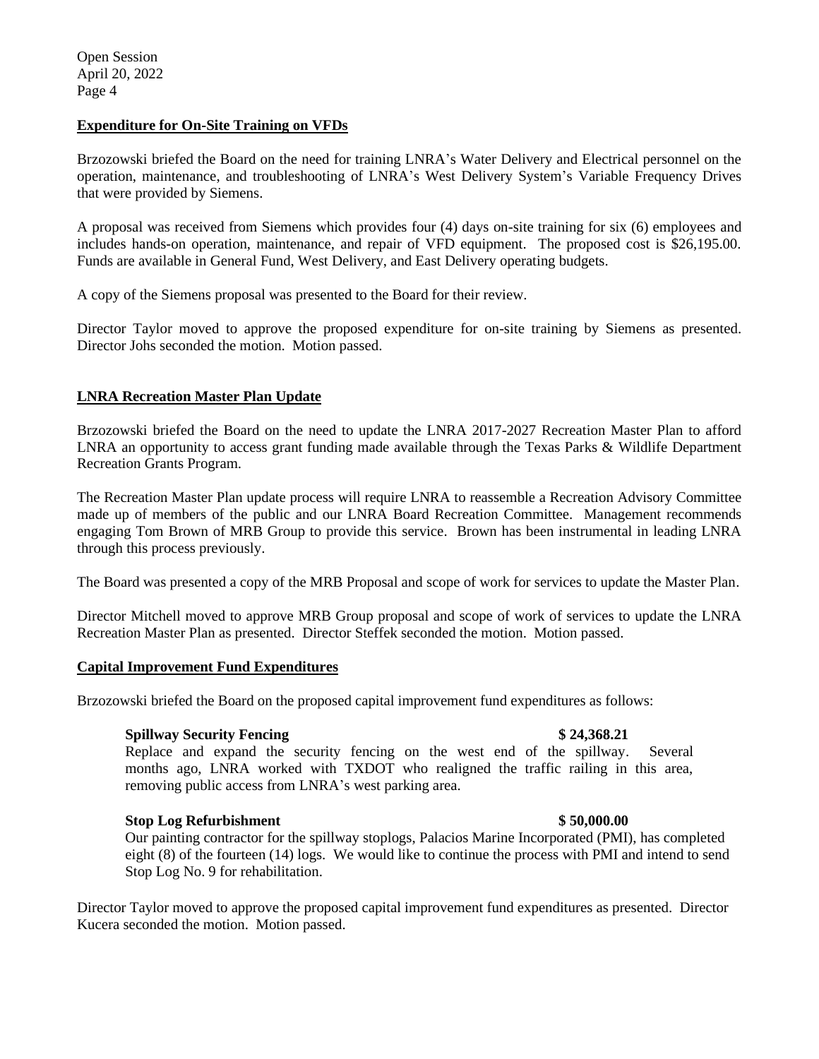**Expenditure for On-Site Training on VFDs**

Brzozowski briefed the Board on the need for training LNRA's Water Delivery and Electrical personnel on the operation, maintenance, and troubleshooting of LNRA's West Delivery System's Variable Frequency Drives that were provided by Siemens.

A proposal was received from Siemens which provides four (4) days on-site training for six (6) employees and includes hands-on operation, maintenance, and repair of VFD equipment. The proposed cost is $26,195.00. Funds are available in General Fund, West Delivery, and East Delivery operating budgets.

A copy of the Siemens proposal was presented to the Board for their review.

Director Taylor moved to approve the proposed expenditure for on-site training by Siemens as presented. Director Johs seconded the motion. Motion passed.

**LNRA Recreation Master Plan Update**

Brzozowski briefed the Board on the need to update the LNRA 2017-2027 Recreation Master Plan to afford LNRA an opportunity to access grant funding made available through the Texas Parks & Wildlife Department Recreation Grants Program.

The Recreation Master Plan update process will require LNRA to reassemble a Recreation Advisory Committee made up of members of the public and our LNRA Board Recreation Committee. Management recommends engaging Tom Brown of MRB Group to provide this service. Brown has been instrumental in leading LNRA through this process previously.

The Board was presented a copy of the MRB Proposal and scope of work for services to update the Master Plan.

Director Mitchell moved to approve MRB Group proposal and scope of work of services to update the LNRA Recreation Master Plan as presented. Director Steffek seconded the motion. Motion passed.

**Capital Improvement Fund Expenditures**

Brzozowski briefed the Board on the proposed capital improvement fund expenditures as follows:

**Spillway Security Fencing** **$ 24,368.21**
Replace and expand the security fencing on the west end of the spillway. Several months ago, LNRA worked with TXDOT who realigned the traffic railing in this area, removing public access from LNRA's west parking area.

**Stop Log Refurbishment** **$ 50,000.00**
Our painting contractor for the spillway stoplogs, Palacios Marine Incorporated (PMI), has completed eight (8) of the fourteen (14) logs. We would like to continue the process with PMI and intend to send Stop Log No. 9 for rehabilitation.

Director Taylor moved to approve the proposed capital improvement fund expenditures as presented. Director Kucera seconded the motion. Motion passed.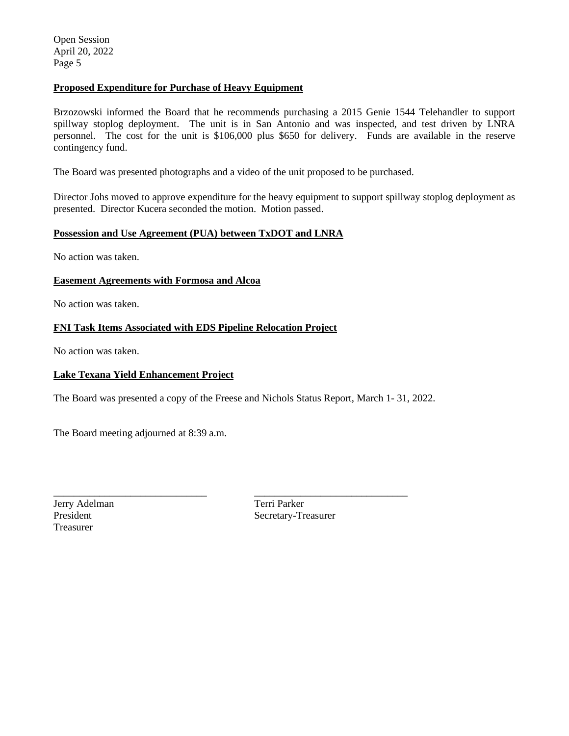**Proposed Expenditure for Purchase of Heavy Equipment**

Brzozowski informed the Board that he recommends purchasing a 2015 Genie 1544 Telehandler to support spillway stoplog deployment. The unit is in San Antonio and was inspected, and test driven by LNRA personnel. The cost for the unit is $106,000 plus $650 for delivery. Funds are available in the reserve contingency fund.

The Board was presented photographs and a video of the unit proposed to be purchased.

Director Johs moved to approve expenditure for the heavy equipment to support spillway stoplog deployment as presented. Director Kucera seconded the motion. Motion passed.

**Possession and Use Agreement (PUA) between TxDOT and LNRA**

No action was taken.

**Easement Agreements with Formosa and Alcoa**

No action was taken.

**FNI Task Items Associated with EDS Pipeline Relocation Project**

No action was taken.

**Lake Texana Yield Enhancement Project**

The Board was presented a copy of the Freese and Nichols Status Report, March 1- 31, 2022.

The Board meeting adjourned at 8:39 a.m.

______________________________ ______________________________

Jerry Adelman
President
Treasurer

Terri Parker
Secretary-Treasurer